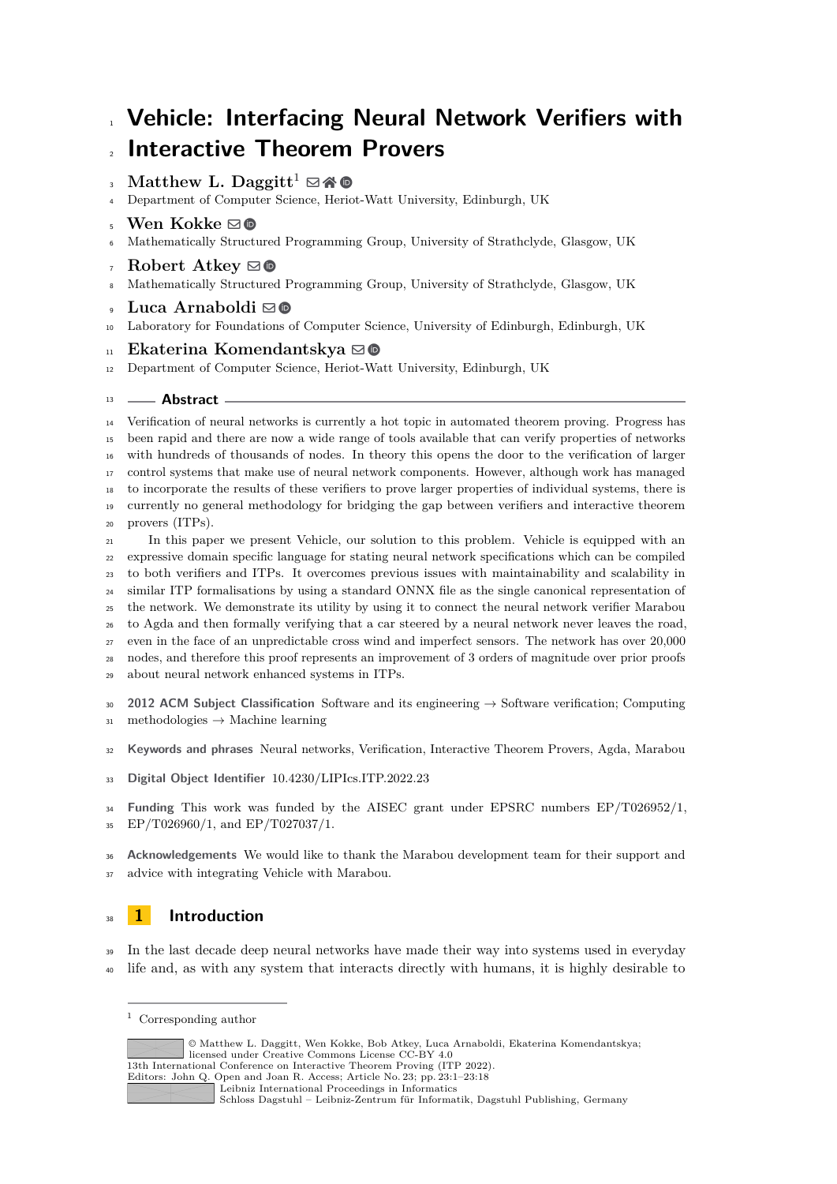# Vehicle: Interfacing Neural Network Verifiers with Interactive Theorem Provers

**Matthew L. Daggitt**[1]
Department of Computer Science, Heriot-Watt University, Edinburgh, UK

**Wen Kokke**
Mathematically Structured Programming Group, University of Strathclyde, Glasgow, UK

**Robert Atkey**
Mathematically Structured Programming Group, University of Strathclyde, Glasgow, UK

**Luca Arnaboldi**
Laboratory for Foundations of Computer Science, University of Edinburgh, Edinburgh, UK

**Ekaterina Komendantskya**
Department of Computer Science, Heriot-Watt University, Edinburgh, UK

## Abstract

Verification of neural networks is currently a hot topic in automated theorem proving. Progress has been rapid and there are now a wide range of tools available that can verify properties of networks with hundreds of thousands of nodes. In theory this opens the door to the verification of larger control systems that make use of neural network components. However, although work has managed to incorporate the results of these verifiers to prove larger properties of individual systems, there is currently no general methodology for bridging the gap between verifiers and interactive theorem provers (ITPs).

In this paper we present Vehicle, our solution to this problem. Vehicle is equipped with an expressive domain specific language for stating neural network specifications which can be compiled to both verifiers and ITPs. It overcomes previous issues with maintainability and scalability in similar ITP formalisations by using a standard ONNX file as the single canonical representation of the network. We demonstrate its utility by using it to connect the neural network verifier Marabou to Agda and then formally verifying that a car steered by a neural network never leaves the road, even in the face of an unpredictable cross wind and imperfect sensors. The network has over 20,000 nodes, and therefore this proof represents an improvement of 3 orders of magnitude over prior proofs about neural network enhanced systems in ITPs.

**2012 ACM Subject Classification** Software and its engineering → Software verification; Computing methodologies → Machine learning

**Keywords and phrases** Neural networks, Verification, Interactive Theorem Provers, Agda, Marabou

**Digital Object Identifier** 10.4230/LIPIcs.ITP.2022.23

**Funding** This work was funded by the AISEC grant under EPSRC numbers EP/T026952/1, EP/T026960/1, and EP/T027037/1.

**Acknowledgements** We would like to thank the Marabou development team for their support and advice with integrating Vehicle with Marabou.

## 1 Introduction

In the last decade deep neural networks have made their way into systems used in everyday life and, as with any system that interacts directly with humans, it is highly desirable to

---

[1] Corresponding author

© Matthew L. Daggitt, Wen Kokke, Bob Atkey, Luca Arnaboldi, Ekaterina Komendantskya; licensed under Creative Commons License CC-BY 4.0
13th International Conference on Interactive Theorem Proving (ITP 2022).
Editors: John Q. Open and Joan R. Access; Article No. 23; pp. 23:1–23:18
Leibniz International Proceedings in Informatics
Schloss Dagstuhl – Leibniz-Zentrum für Informatik, Dagstuhl Publishing, Germany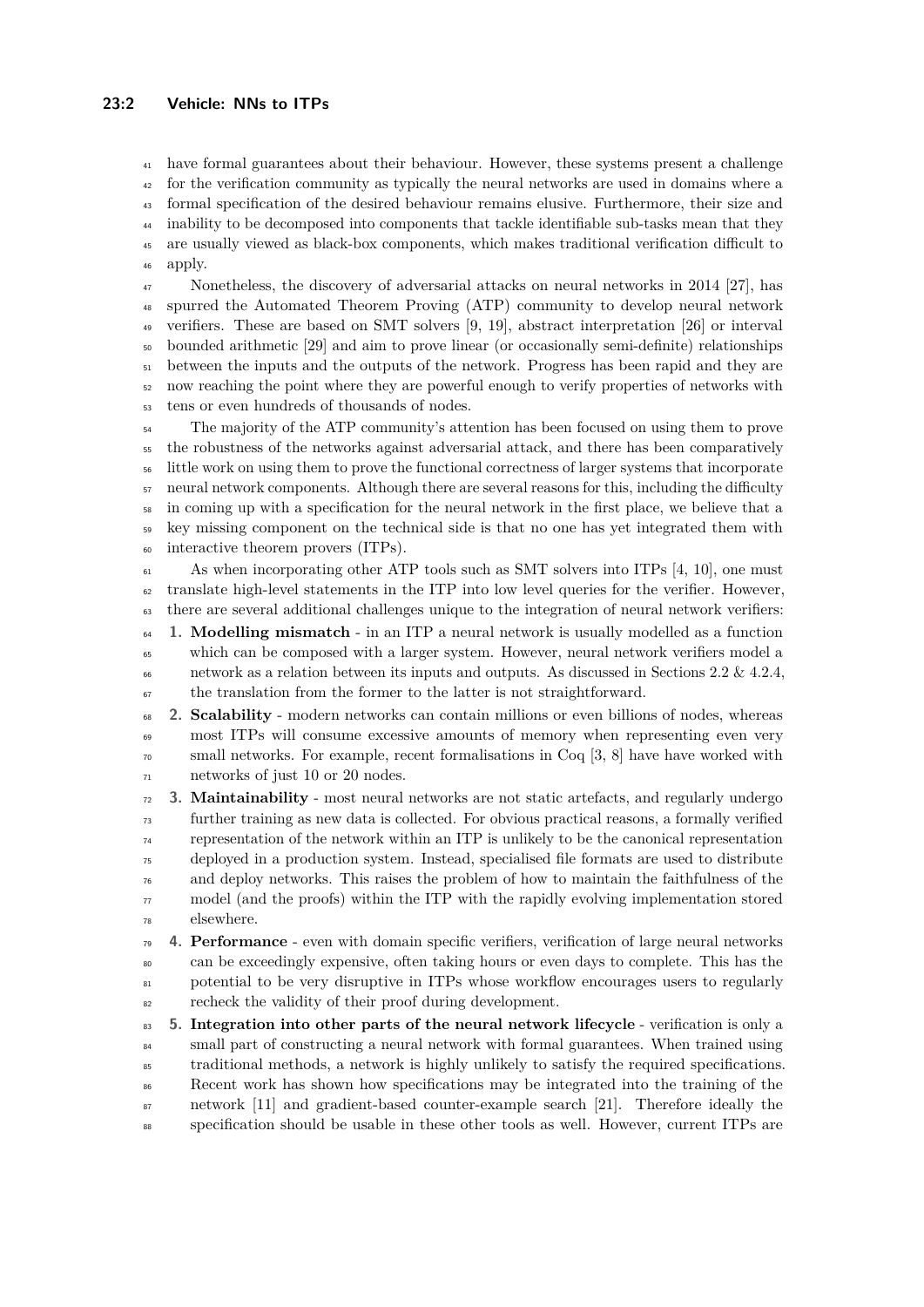have formal guarantees about their behaviour. However, these systems present a challenge for the verification community as typically the neural networks are used in domains where a formal specification of the desired behaviour remains elusive. Furthermore, their size and inability to be decomposed into components that tackle identifiable sub-tasks mean that they are usually viewed as black-box components, which makes traditional verification difficult to apply.

Nonetheless, the discovery of adversarial attacks on neural networks in 2014 [27], has spurred the Automated Theorem Proving (ATP) community to develop neural network verifiers. These are based on SMT solvers [9, 19], abstract interpretation [26] or interval bounded arithmetic [29] and aim to prove linear (or occasionally semi-definite) relationships between the inputs and the outputs of the network. Progress has been rapid and they are now reaching the point where they are powerful enough to verify properties of networks with tens or even hundreds of thousands of nodes.

The majority of the ATP community's attention has been focused on using them to prove the robustness of the networks against adversarial attack, and there has been comparatively little work on using them to prove the functional correctness of larger systems that incorporate neural network components. Although there are several reasons for this, including the difficulty in coming up with a specification for the neural network in the first place, we believe that a key missing component on the technical side is that no one has yet integrated them with interactive theorem provers (ITPs).

As when incorporating other ATP tools such as SMT solvers into ITPs [4, 10], one must translate high-level statements in the ITP into low level queries for the verifier. However, there are several additional challenges unique to the integration of neural network verifiers:

1. **Modelling mismatch** - in an ITP a neural network is usually modelled as a function which can be composed with a larger system. However, neural network verifiers model a network as a relation between its inputs and outputs. As discussed in Sections 2.2 & 4.2.4, the translation from the former to the latter is not straightforward.
2. **Scalability** - modern networks can contain millions or even billions of nodes, whereas most ITPs will consume excessive amounts of memory when representing even very small networks. For example, recent formalisations in Coq [3, 8] have have worked with networks of just 10 or 20 nodes.
3. **Maintainability** - most neural networks are not static artefacts, and regularly undergo further training as new data is collected. For obvious practical reasons, a formally verified representation of the network within an ITP is unlikely to be the canonical representation deployed in a production system. Instead, specialised file formats are used to distribute and deploy networks. This raises the problem of how to maintain the faithfulness of the model (and the proofs) within the ITP with the rapidly evolving implementation stored elsewhere.
4. **Performance** - even with domain specific verifiers, verification of large neural networks can be exceedingly expensive, often taking hours or even days to complete. This has the potential to be very disruptive in ITPs whose workflow encourages users to regularly recheck the validity of their proof during development.
5. **Integration into other parts of the neural network lifecycle** - verification is only a small part of constructing a neural network with formal guarantees. When trained using traditional methods, a network is highly unlikely to satisfy the required specifications. Recent work has shown how specifications may be integrated into the training of the network [11] and gradient-based counter-example search [21]. Therefore ideally the specification should be usable in these other tools as well. However, current ITPs are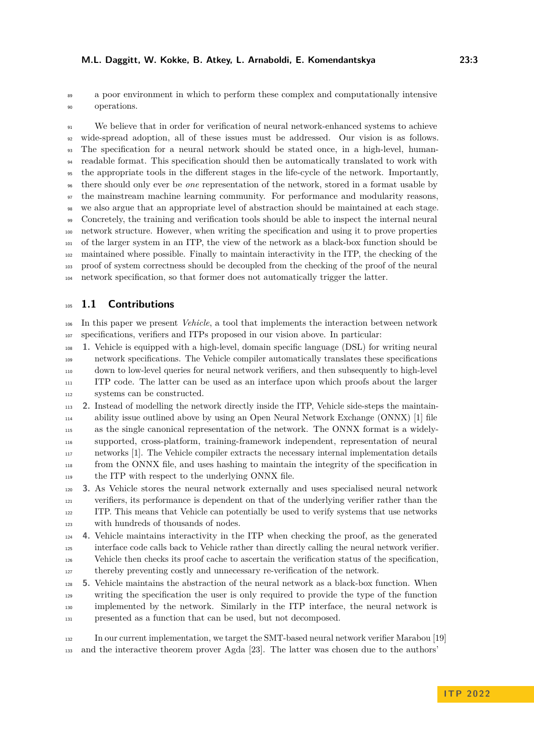a poor environment in which to perform these complex and computationally intensive operations.

We believe that in order for verification of neural network-enhanced systems to achieve wide-spread adoption, all of these issues must be addressed. Our vision is as follows. The specification for a neural network should be stated once, in a high-level, human-readable format. This specification should then be automatically translated to work with the appropriate tools in the different stages in the life-cycle of the network. Importantly, there should only ever be *one* representation of the network, stored in a format usable by the mainstream machine learning community. For performance and modularity reasons, we also argue that an appropriate level of abstraction should be maintained at each stage. Concretely, the training and verification tools should be able to inspect the internal neural network structure. However, when writing the specification and using it to prove properties of the larger system in an ITP, the view of the network as a black-box function should be maintained where possible. Finally to maintain interactivity in the ITP, the checking of the proof of system correctness should be decoupled from the checking of the proof of the neural network specification, so that former does not automatically trigger the latter.

## 1.1 Contributions

In this paper we present *Vehicle*, a tool that implements the interaction between network specifications, verifiers and ITPs proposed in our vision above. In particular:

1. Vehicle is equipped with a high-level, domain specific language (DSL) for writing neural network specifications. The Vehicle compiler automatically translates these specifications down to low-level queries for neural network verifiers, and then subsequently to high-level ITP code. The latter can be used as an interface upon which proofs about the larger systems can be constructed.
2. Instead of modelling the network directly inside the ITP, Vehicle side-steps the maintainability issue outlined above by using an Open Neural Network Exchange (ONNX) [1] file as the single canonical representation of the network. The ONNX format is a widely-supported, cross-platform, training-framework independent, representation of neural networks [1]. The Vehicle compiler extracts the necessary internal implementation details from the ONNX file, and uses hashing to maintain the integrity of the specification in the ITP with respect to the underlying ONNX file.
3. As Vehicle stores the neural network externally and uses specialised neural network verifiers, its performance is dependent on that of the underlying verifier rather than the ITP. This means that Vehicle can potentially be used to verify systems that use networks with hundreds of thousands of nodes.
4. Vehicle maintains interactivity in the ITP when checking the proof, as the generated interface code calls back to Vehicle rather than directly calling the neural network verifier. Vehicle then checks its proof cache to ascertain the verification status of the specification, thereby preventing costly and unnecessary re-verification of the network.
5. Vehicle maintains the abstraction of the neural network as a black-box function. When writing the specification the user is only required to provide the type of the function implemented by the network. Similarly in the ITP interface, the neural network is presented as a function that can be used, but not decomposed.

In our current implementation, we target the SMT-based neural network verifier Marabou [19] and the interactive theorem prover Agda [23]. The latter was chosen due to the authors'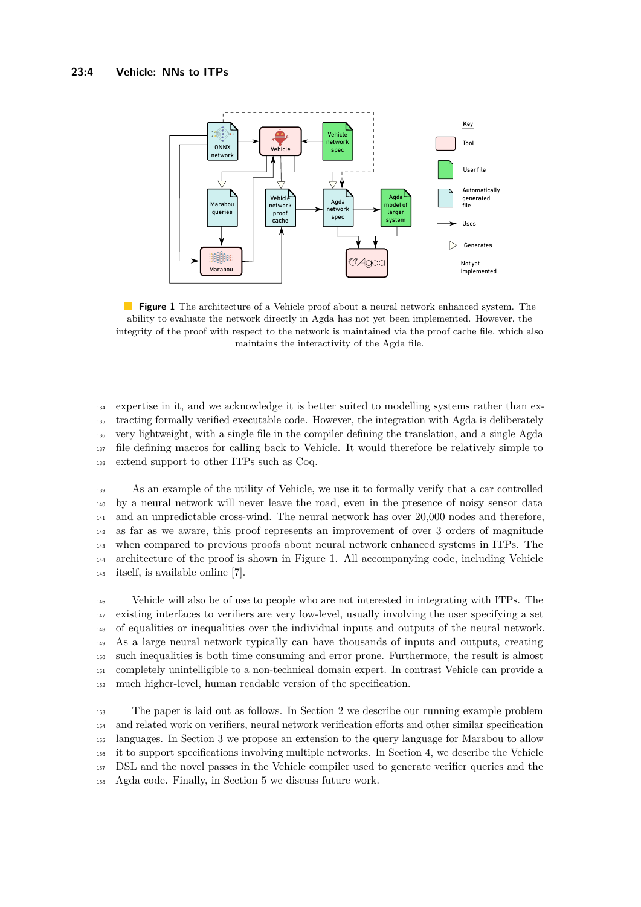**Figure 1** The architecture of a Vehicle proof about a neural network enhanced system. The ability to evaluate the network directly in Agda has not yet been implemented. However, the integrity of the proof with respect to the network is maintained via the proof cache file, which also maintains the interactivity of the Agda file.

expertise in it, and we acknowledge it is better suited to modelling systems rather than extracting formally verified executable code. However, the integration with Agda is deliberately very lightweight, with a single file in the compiler defining the translation, and a single Agda file defining macros for calling back to Vehicle. It would therefore be relatively simple to extend support to other ITPs such as Coq.

As an example of the utility of Vehicle, we use it to formally verify that a car controlled by a neural network will never leave the road, even in the presence of noisy sensor data and an unpredictable cross-wind. The neural network has over 20,000 nodes and therefore, as far as we aware, this proof represents an improvement of over 3 orders of magnitude when compared to previous proofs about neural network enhanced systems in ITPs. The architecture of the proof is shown in Figure 1. All accompanying code, including Vehicle itself, is available online [7].

Vehicle will also be of use to people who are not interested in integrating with ITPs. The existing interfaces to verifiers are very low-level, usually involving the user specifying a set of equalities or inequalities over the individual inputs and outputs of the neural network. As a large neural network typically can have thousands of inputs and outputs, creating such inequalities is both time consuming and error prone. Furthermore, the result is almost completely unintelligible to a non-technical domain expert. In contrast Vehicle can provide a much higher-level, human readable version of the specification.

The paper is laid out as follows. In Section 2 we describe our running example problem and related work on verifiers, neural network verification efforts and other similar specification languages. In Section 3 we propose an extension to the query language for Marabou to allow it to support specifications involving multiple networks. In Section 4, we describe the Vehicle DSL and the novel passes in the Vehicle compiler used to generate verifier queries and the Agda code. Finally, in Section 5 we discuss future work.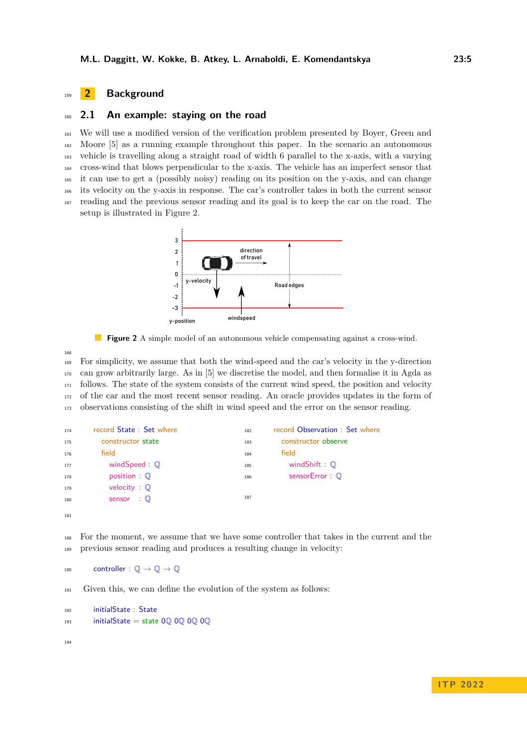## 2 Background

### 2.1 An example: staying on the road

We will use a modified version of the verification problem presented by Boyer, Green and Moore [5] as a running example throughout this paper. In the scenario an autonomous vehicle is travelling along a straight road of width 6 parallel to the x-axis, with a varying cross-wind that blows perpendicular to the x-axis. The vehicle has an imperfect sensor that it can use to get a (possibly noisy) reading on its position on the y-axis, and can change its velocity on the y-axis in response. The car's controller takes in both the current sensor reading and the previous sensor reading and its goal is to keep the car on the road. The setup is illustrated in Figure 2.

**Figure 2** A simple model of an autonomous vehicle compensating against a cross-wind.

For simplicity, we assume that both the wind-speed and the car's velocity in the y-direction can grow arbitrarily large. As in [5] we discretise the model, and then formalise it in Agda as follows. The state of the system consists of the current wind speed, the position and velocity of the car and the most recent sensor reading. An oracle provides updates in the form of observations consisting of the shift in wind speed and the error on the sensor reading.

```
record State : Set where
  constructor state
  field
    windSpeed : ℚ
    position  : ℚ
    velocity  : ℚ
    sensor    : ℚ
```

```
record Observation : Set where
  constructor observe
  field
    windShift   : ℚ
    sensorError : ℚ
```

For the moment, we assume that we have some controller that takes in the current and the previous sensor reading and produces a resulting change in velocity:

```
controller : ℚ → ℚ → ℚ
```

Given this, we can define the evolution of the system as follows:

```
initialState : State
initialState = state 0ℚ 0ℚ 0ℚ 0ℚ
```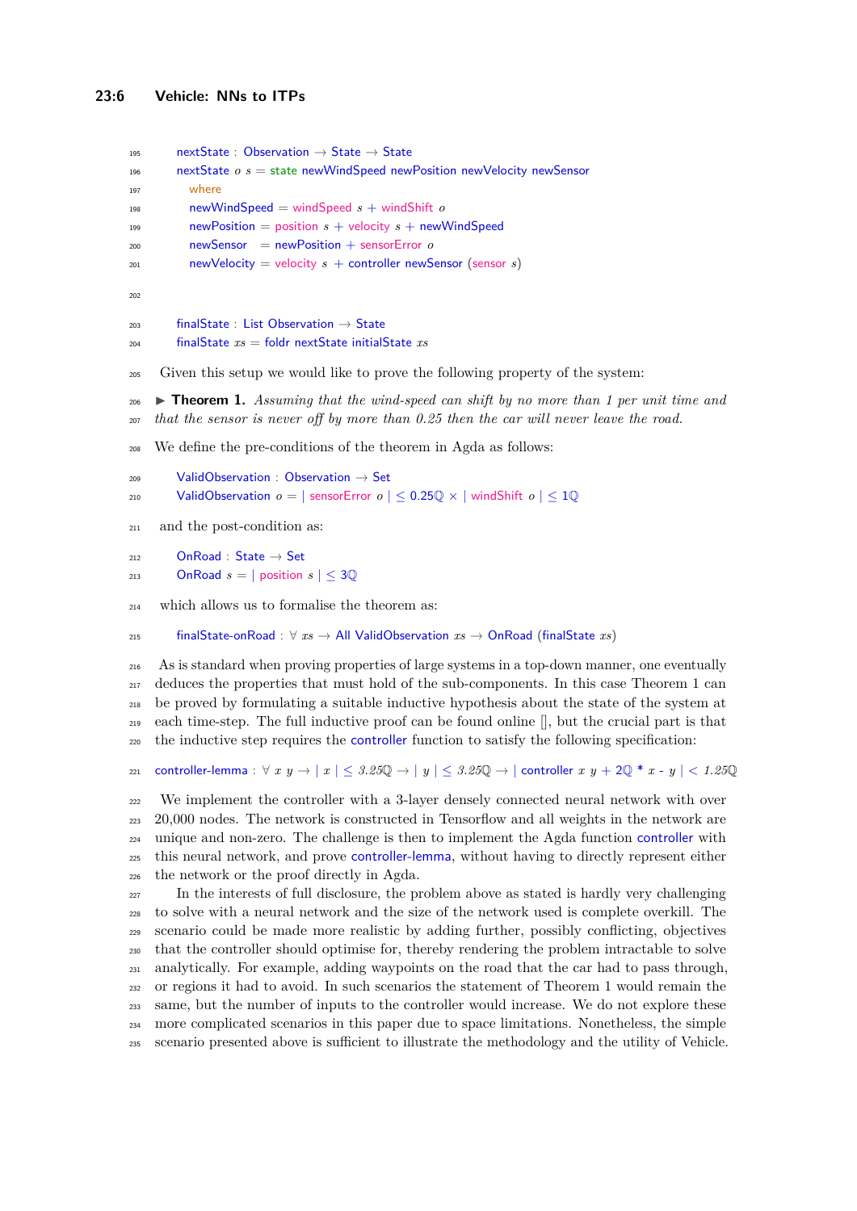```
nextState : Observation → State → State
nextState o s = state newWindSpeed newPosition newVelocity newSensor
  where
  newWindSpeed = windSpeed s + windShift o
  newPosition = position s + velocity s + newWindSpeed
  newSensor   = newPosition + sensorError o
  newVelocity = velocity s + controller newSensor (sensor s)


finalState : List Observation → State
finalState xs = foldr nextState initialState xs
```

Given this setup we would like to prove the following property of the system:

▶ **Theorem 1.** *Assuming that the wind-speed can shift by no more than 1 per unit time and that the sensor is never off by more than 0.25 then the car will never leave the road.*

We define the pre-conditions of the theorem in Agda as follows:

```
ValidObservation : Observation → Set
ValidObservation o = ∣ sensorError o ∣ ≤ 0.25ℚ × ∣ windShift o ∣ ≤ 1ℚ
```

and the post-condition as:

```
OnRoad : State → Set
OnRoad s = ∣ position s ∣ ≤ 3ℚ
```

which allows us to formalise the theorem as:

```
finalState-onRoad : ∀ xs → All ValidObservation xs → OnRoad (finalState xs)
```

As is standard when proving properties of large systems in a top-down manner, one eventually deduces the properties that must hold of the sub-components. In this case Theorem 1 can be proved by formulating a suitable inductive hypothesis about the state of the system at each time-step. The full inductive proof can be found online [], but the crucial part is that the inductive step requires the controller function to satisfy the following specification:

```
controller-lemma : ∀ x y → ∣ x ∣ ≤ 3.25ℚ → ∣ y ∣ ≤ 3.25ℚ → ∣ controller x y + 2ℚ * x - y ∣ < 1.25ℚ
```

We implement the controller with a 3-layer densely connected neural network with over 20,000 nodes. The network is constructed in Tensorflow and all weights in the network are unique and non-zero. The challenge is then to implement the Agda function controller with this neural network, and prove controller-lemma, without having to directly represent either the network or the proof directly in Agda.

In the interests of full disclosure, the problem above as stated is hardly very challenging to solve with a neural network and the size of the network used is complete overkill. The scenario could be made more realistic by adding further, possibly conflicting, objectives that the controller should optimise for, thereby rendering the problem intractable to solve analytically. For example, adding waypoints on the road that the car had to pass through, or regions it had to avoid. In such scenarios the statement of Theorem 1 would remain the same, but the number of inputs to the controller would increase. We do not explore these more complicated scenarios in this paper due to space limitations. Nonetheless, the simple scenario presented above is sufficient to illustrate the methodology and the utility of Vehicle.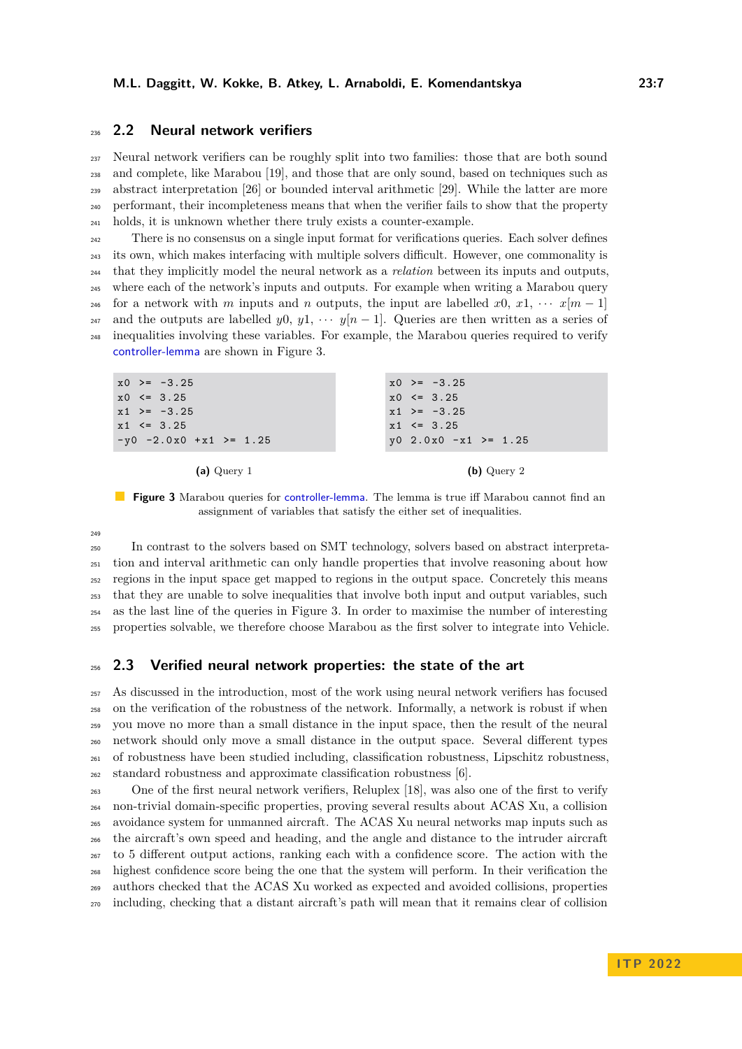## 2.2 Neural network verifiers

Neural network verifiers can be roughly split into two families: those that are both sound and complete, like Marabou [19], and those that are only sound, based on techniques such as abstract interpretation [26] or bounded interval arithmetic [29]. While the latter are more performant, their incompleteness means that when the verifier fails to show that the property holds, it is unknown whether there truly exists a counter-example.

There is no consensus on a single input format for verifications queries. Each solver defines its own, which makes interfacing with multiple solvers difficult. However, one commonality is that they implicitly model the neural network as a *relation* between its inputs and outputs, where each of the network's inputs and outputs. For example when writing a Marabou query for a network with $m$ inputs and $n$ outputs, the input are labelled $x0$, $x1$, $\cdots$ $x[m-1]$ and the outputs are labelled $y0$, $y1$, $\cdots$ $y[n-1]$. Queries are then written as a series of inequalities involving these variables. For example, the Marabou queries required to verify controller-lemma are shown in Figure 3.

```
x0 >= -3.25
x0 <= 3.25
x1 >= -3.25
x1 <= 3.25
-y0 -2.0x0 +x1 >= 1.25
```

**(a)** Query 1

```
x0 >= -3.25
x0 <= 3.25
x1 >= -3.25
x1 <= 3.25
y0 2.0x0 -x1 >= 1.25
```

**(b)** Query 2

**Figure 3** Marabou queries for controller-lemma. The lemma is true iff Marabou cannot find an assignment of variables that satisfy the either set of inequalities.

In contrast to the solvers based on SMT technology, solvers based on abstract interpretation and interval arithmetic can only handle properties that involve reasoning about how regions in the input space get mapped to regions in the output space. Concretely this means that they are unable to solve inequalities that involve both input and output variables, such as the last line of the queries in Figure 3. In order to maximise the number of interesting properties solvable, we therefore choose Marabou as the first solver to integrate into Vehicle.

## 2.3 Verified neural network properties: the state of the art

As discussed in the introduction, most of the work using neural network verifiers has focused on the verification of the robustness of the network. Informally, a network is robust if when you move no more than a small distance in the input space, then the result of the neural network should only move a small distance in the output space. Several different types of robustness have been studied including, classification robustness, Lipschitz robustness, standard robustness and approximate classification robustness [6].

One of the first neural network verifiers, Reluplex [18], was also one of the first to verify non-trivial domain-specific properties, proving several results about ACAS Xu, a collision avoidance system for unmanned aircraft. The ACAS Xu neural networks map inputs such as the aircraft's own speed and heading, and the angle and distance to the intruder aircraft to 5 different output actions, ranking each with a confidence score. The action with the highest confidence score being the one that the system will perform. In their verification the authors checked that the ACAS Xu worked as expected and avoided collisions, properties including, checking that a distant aircraft's path will mean that it remains clear of collision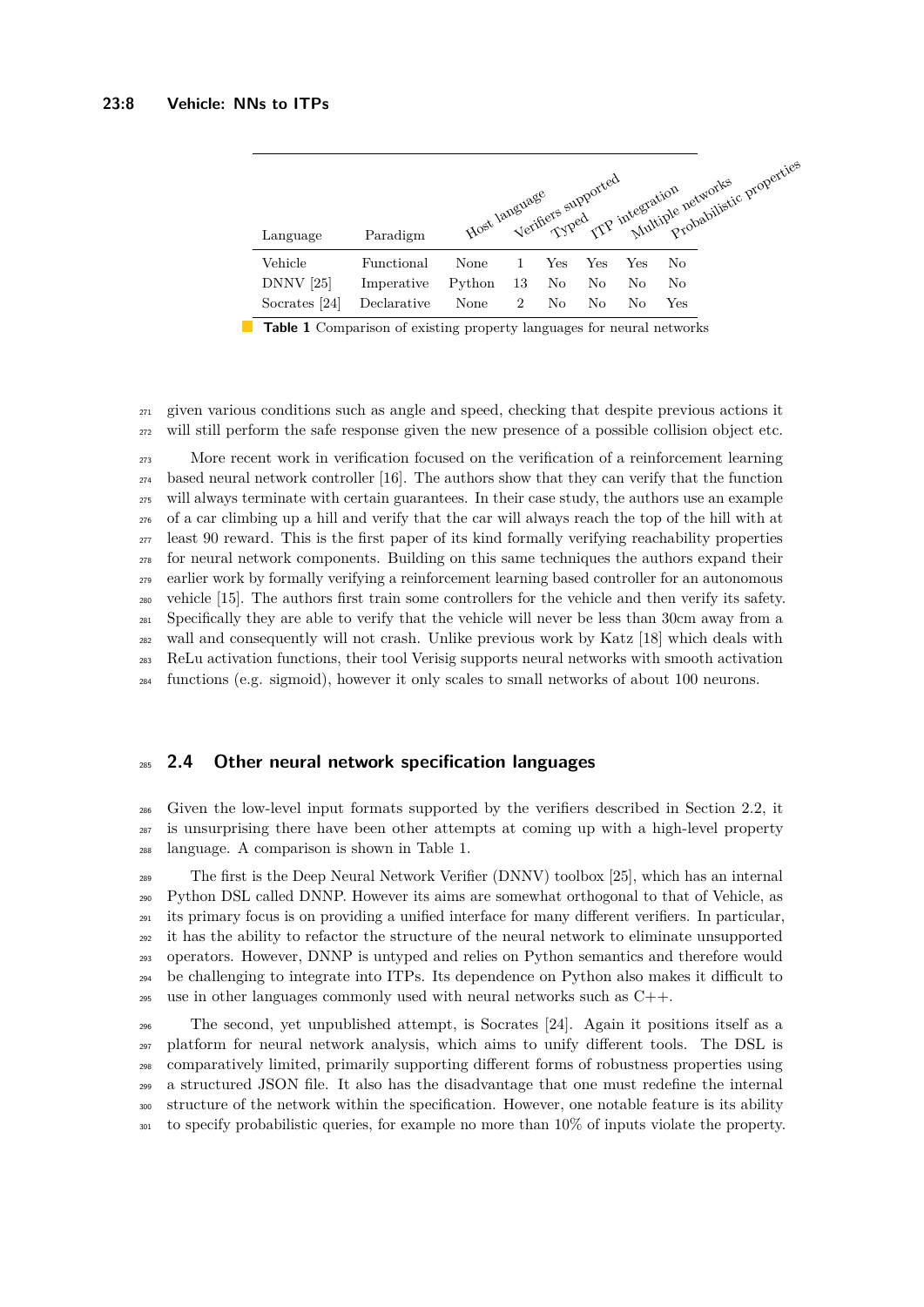| Language | Paradigm | Host language | Verifiers supported | Typed | ITP integration | Multiple networks | Probabilistic properties |
|---|---|---|---|---|---|---|---|
| Vehicle | Functional | None | 1 | Yes | Yes | Yes | No |
| DNNV [25] | Imperative | Python | 13 | No | No | No | No |
| Socrates [24] | Declarative | None | 2 | No | No | No | Yes |

**Table 1** Comparison of existing property languages for neural networks

given various conditions such as angle and speed, checking that despite previous actions it will still perform the safe response given the new presence of a possible collision object etc.

More recent work in verification focused on the verification of a reinforcement learning based neural network controller [16]. The authors show that they can verify that the function will always terminate with certain guarantees. In their case study, the authors use an example of a car climbing up a hill and verify that the car will always reach the top of the hill with at least 90 reward. This is the first paper of its kind formally verifying reachability properties for neural network components. Building on this same techniques the authors expand their earlier work by formally verifying a reinforcement learning based controller for an autonomous vehicle [15]. The authors first train some controllers for the vehicle and then verify its safety. Specifically they are able to verify that the vehicle will never be less than 30cm away from a wall and consequently will not crash. Unlike previous work by Katz [18] which deals with ReLu activation functions, their tool Verisig supports neural networks with smooth activation functions (e.g. sigmoid), however it only scales to small networks of about 100 neurons.

## 2.4 Other neural network specification languages

Given the low-level input formats supported by the verifiers described in Section 2.2, it is unsurprising there have been other attempts at coming up with a high-level property language. A comparison is shown in Table 1.

The first is the Deep Neural Network Verifier (DNNV) toolbox [25], which has an internal Python DSL called DNNP. However its aims are somewhat orthogonal to that of Vehicle, as its primary focus is on providing a unified interface for many different verifiers. In particular, it has the ability to refactor the structure of the neural network to eliminate unsupported operators. However, DNNP is untyped and relies on Python semantics and therefore would be challenging to integrate into ITPs. Its dependence on Python also makes it difficult to use in other languages commonly used with neural networks such as C++.

The second, yet unpublished attempt, is Socrates [24]. Again it positions itself as a platform for neural network analysis, which aims to unify different tools. The DSL is comparatively limited, primarily supporting different forms of robustness properties using a structured JSON file. It also has the disadvantage that one must redefine the internal structure of the network within the specification. However, one notable feature is its ability to specify probabilistic queries, for example no more than 10% of inputs violate the property.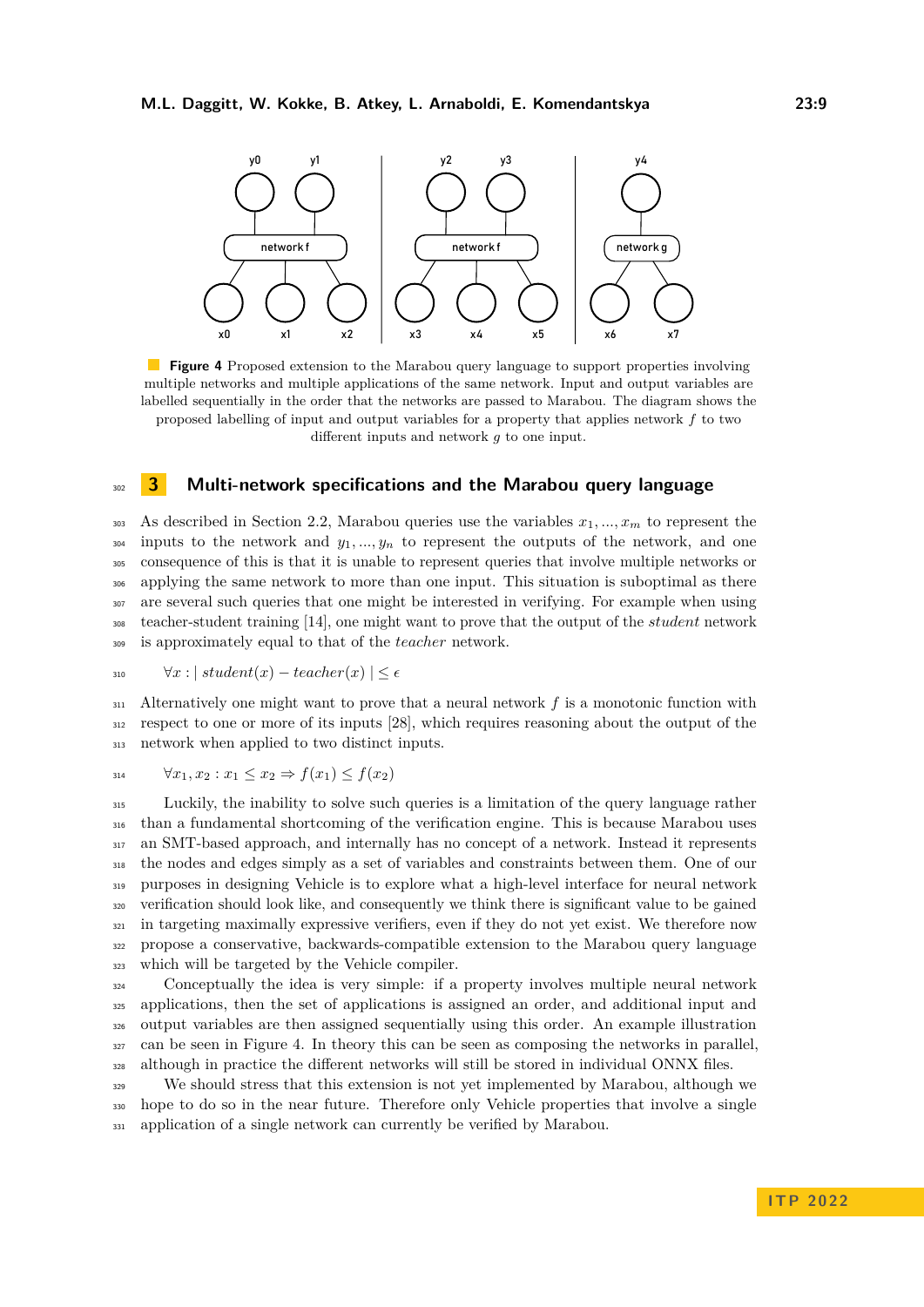**Figure 4** Proposed extension to the Marabou query language to support properties involving multiple networks and multiple applications of the same network. Input and output variables are labelled sequentially in the order that the networks are passed to Marabou. The diagram shows the proposed labelling of input and output variables for a property that applies network $f$ to two different inputs and network $g$ to one input.

## 3 Multi-network specifications and the Marabou query language

As described in Section 2.2, Marabou queries use the variables $x_1, ..., x_m$ to represent the inputs to the network and $y_1, ..., y_n$ to represent the outputs of the network, and one consequence of this is that it is unable to represent queries that involve multiple networks or applying the same network to more than one input. This situation is suboptimal as there are several such queries that one might be interested in verifying. For example when using teacher-student training [14], one might want to prove that the output of the *student* network is approximately equal to that of the *teacher* network.

$$\forall x : |\ student(x) - teacher(x)\ | \leq \epsilon$$

Alternatively one might want to prove that a neural network $f$ is a monotonic function with respect to one or more of its inputs [28], which requires reasoning about the output of the network when applied to two distinct inputs.

$$\forall x_1, x_2 : x_1 \leq x_2 \Rightarrow f(x_1) \leq f(x_2)$$

Luckily, the inability to solve such queries is a limitation of the query language rather than a fundamental shortcoming of the verification engine. This is because Marabou uses an SMT-based approach, and internally has no concept of a network. Instead it represents the nodes and edges simply as a set of variables and constraints between them. One of our purposes in designing Vehicle is to explore what a high-level interface for neural network verification should look like, and consequently we think there is significant value to be gained in targeting maximally expressive verifiers, even if they do not yet exist. We therefore now propose a conservative, backwards-compatible extension to the Marabou query language which will be targeted by the Vehicle compiler.

Conceptually the idea is very simple: if a property involves multiple neural network applications, then the set of applications is assigned an order, and additional input and output variables are then assigned sequentially using this order. An example illustration can be seen in Figure 4. In theory this can be seen as composing the networks in parallel, although in practice the different networks will still be stored in individual ONNX files.

We should stress that this extension is not yet implemented by Marabou, although we hope to do so in the near future. Therefore only Vehicle properties that involve a single application of a single network can currently be verified by Marabou.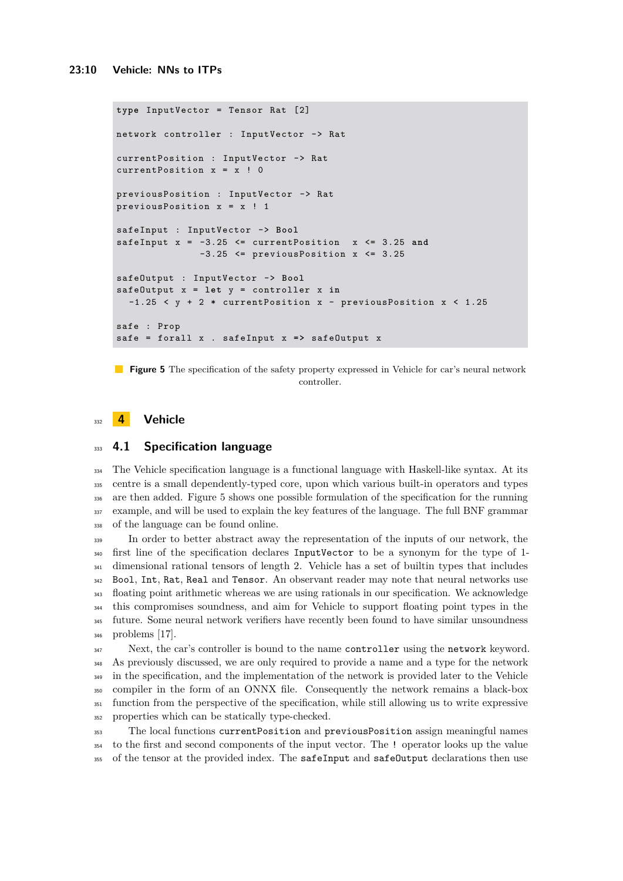```
type InputVector = Tensor Rat [2]

network controller : InputVector -> Rat

currentPosition : InputVector -> Rat
currentPosition x = x ! 0

previousPosition : InputVector -> Rat
previousPosition x = x ! 1

safeInput : InputVector -> Bool
safeInput x = -3.25 <= currentPosition  x <= 3.25 and
              -3.25 <= previousPosition x <= 3.25

safeOutput : InputVector -> Bool
safeOutput x = let y = controller x in
  -1.25 < y + 2 * currentPosition x - previousPosition x < 1.25

safe : Prop
safe = forall x . safeInput x => safeOutput x
```

**Figure 5** The specification of the safety property expressed in Vehicle for car's neural network controller.

# 4 Vehicle

## 4.1 Specification language

The Vehicle specification language is a functional language with Haskell-like syntax. At its centre is a small dependently-typed core, upon which various built-in operators and types are then added. Figure 5 shows one possible formulation of the specification for the running example, and will be used to explain the key features of the language. The full BNF grammar of the language can be found online.

In order to better abstract away the representation of the inputs of our network, the first line of the specification declares `InputVector` to be a synonym for the type of 1-dimensional rational tensors of length 2. Vehicle has a set of builtin types that includes `Bool`, `Int`, `Rat`, `Real` and `Tensor`. An observant reader may note that neural networks use floating point arithmetic whereas we are using rationals in our specification. We acknowledge this compromises soundness, and aim for Vehicle to support floating point types in the future. Some neural network verifiers have recently been found to have similar unsoundness problems [17].

Next, the car's controller is bound to the name `controller` using the `network` keyword. As previously discussed, we are only required to provide a name and a type for the network in the specification, and the implementation of the network is provided later to the Vehicle compiler in the form of an ONNX file. Consequently the network remains a black-box function from the perspective of the specification, while still allowing us to write expressive properties which can be statically type-checked.

The local functions `currentPosition` and `previousPosition` assign meaningful names to the first and second components of the input vector. The `!` operator looks up the value of the tensor at the provided index. The `safeInput` and `safeOutput` declarations then use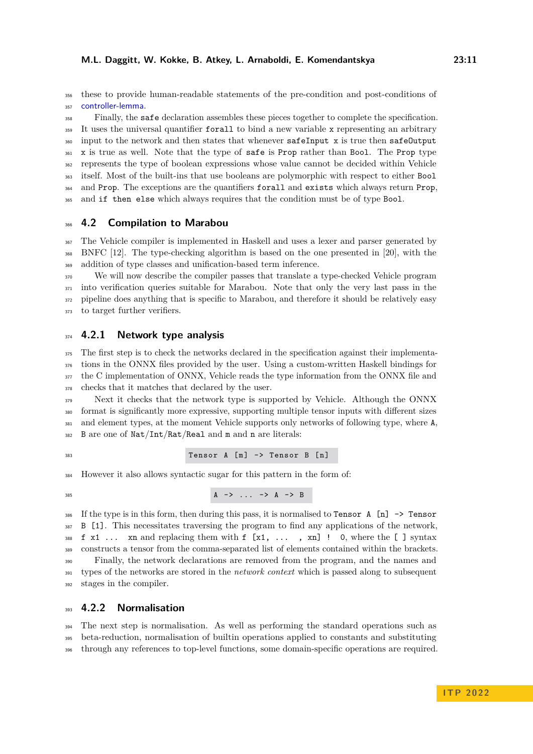these to provide human-readable statements of the pre-condition and post-conditions of controller-lemma.

Finally, the `safe` declaration assembles these pieces together to complete the specification. It uses the universal quantifier `forall` to bind a new variable `x` representing an arbitrary input to the network and then states that whenever `safeInput x` is true then `safeOutput x` is true as well. Note that the type of `safe` is `Prop` rather than `Bool`. The `Prop` type represents the type of boolean expressions whose value cannot be decided within Vehicle itself. Most of the built-ins that use booleans are polymorphic with respect to either `Bool` and `Prop`. The exceptions are the quantifiers `forall` and `exists` which always return `Prop`, and `if then else` which always requires that the condition must be of type `Bool`.

## 4.2 Compilation to Marabou

The Vehicle compiler is implemented in Haskell and uses a lexer and parser generated by BNFC [12]. The type-checking algorithm is based on the one presented in [20], with the addition of type classes and unification-based term inference.

We will now describe the compiler passes that translate a type-checked Vehicle program into verification queries suitable for Marabou. Note that only the very last pass in the pipeline does anything that is specific to Marabou, and therefore it should be relatively easy to target further verifiers.

### 4.2.1 Network type analysis

The first step is to check the networks declared in the specification against their implementations in the ONNX files provided by the user. Using a custom-written Haskell bindings for the C implementation of ONNX, Vehicle reads the type information from the ONNX file and checks that it matches that declared by the user.

Next it checks that the network type is supported by Vehicle. Although the ONNX format is significantly more expressive, supporting multiple tensor inputs with different sizes and element types, at the moment Vehicle supports only networks of following type, where `A`, `B` are one of `Nat`/`Int`/`Rat`/`Real` and `m` and `n` are literals:

```
Tensor A [m] -> Tensor B [n]
```

However it also allows syntactic sugar for this pattern in the form of:

```
A -> ... -> A -> B
```

If the type is in this form, then during this pass, it is normalised to `Tensor A [n] -> Tensor B [1]`. This necessitates traversing the program to find any applications of the network, `f x1 ... xn` and replacing them with `f [x1, ... , xn] ! 0`, where the `[ ]` syntax constructs a tensor from the comma-separated list of elements contained within the brackets.

Finally, the network declarations are removed from the program, and the names and types of the networks are stored in the *network context* which is passed along to subsequent stages in the compiler.

### 4.2.2 Normalisation

The next step is normalisation. As well as performing the standard operations such as beta-reduction, normalisation of builtin operations applied to constants and substituting through any references to top-level functions, some domain-specific operations are required.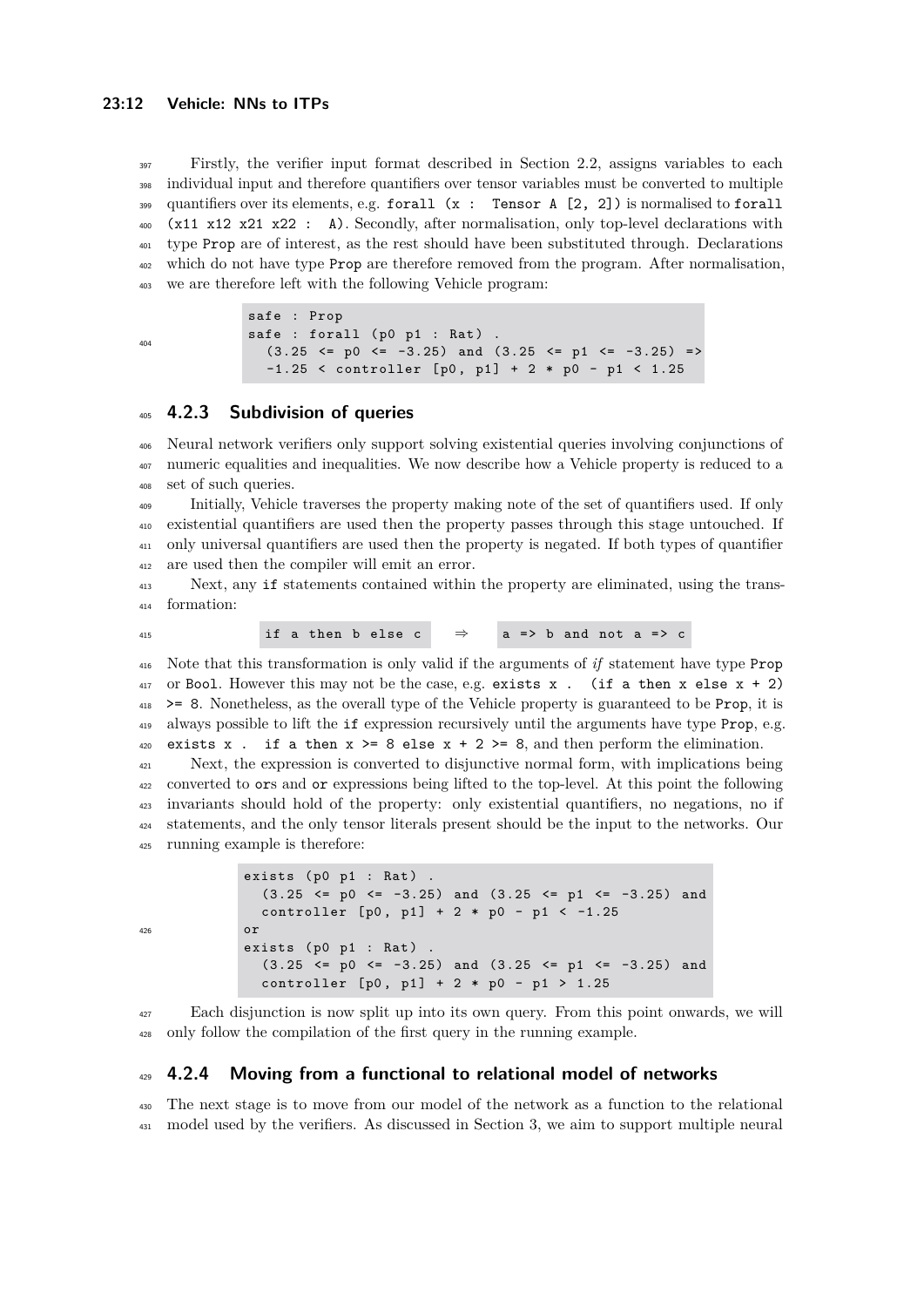Firstly, the verifier input format described in Section 2.2, assigns variables to each individual input and therefore quantifiers over tensor variables must be converted to multiple quantifiers over its elements, e.g. `forall (x : Tensor A [2, 2])` is normalised to `forall (x11 x12 x21 x22 : A)`. Secondly, after normalisation, only top-level declarations with type `Prop` are of interest, as the rest should have been substituted through. Declarations which do not have type `Prop` are therefore removed from the program. After normalisation, we are therefore left with the following Vehicle program:

```
safe : Prop
safe : forall (p0 p1 : Rat) .
  (3.25 <= p0 <= -3.25) and (3.25 <= p1 <= -3.25) =>
  -1.25 < controller [p0, p1] + 2 * p0 - p1 < 1.25
```

### 4.2.3 Subdivision of queries

Neural network verifiers only support solving existential queries involving conjunctions of numeric equalities and inequalities. We now describe how a Vehicle property is reduced to a set of such queries.

Initially, Vehicle traverses the property making note of the set of quantifiers used. If only existential quantifiers are used then the property passes through this stage untouched. If only universal quantifiers are used then the property is negated. If both types of quantifier are used then the compiler will emit an error.

Next, any `if` statements contained within the property are eliminated, using the transformation:

```
if a then b else c    ⇒    a => b and not a => c
```

Note that this transformation is only valid if the arguments of *if* statement have type `Prop` or `Bool`. However this may not be the case, e.g. `exists x . (if a then x else x + 2) >= 8`. Nonetheless, as the overall type of the Vehicle property is guaranteed to be `Prop`, it is always possible to lift the `if` expression recursively until the arguments have type `Prop`, e.g. `exists x . if a then x >= 8 else x + 2 >= 8`, and then perform the elimination.

Next, the expression is converted to disjunctive normal form, with implications being converted to `or`s and `or` expressions being lifted to the top-level. At this point the following invariants should hold of the property: only existential quantifiers, no negations, no if statements, and the only tensor literals present should be the input to the networks. Our running example is therefore:

```
exists (p0 p1 : Rat) .
  (3.25 <= p0 <= -3.25) and (3.25 <= p1 <= -3.25) and
  controller [p0, p1] + 2 * p0 - p1 < -1.25
or
exists (p0 p1 : Rat) .
  (3.25 <= p0 <= -3.25) and (3.25 <= p1 <= -3.25) and
  controller [p0, p1] + 2 * p0 - p1 > 1.25
```

Each disjunction is now split up into its own query. From this point onwards, we will only follow the compilation of the first query in the running example.

### 4.2.4 Moving from a functional to relational model of networks

The next stage is to move from our model of the network as a function to the relational model used by the verifiers. As discussed in Section 3, we aim to support multiple neural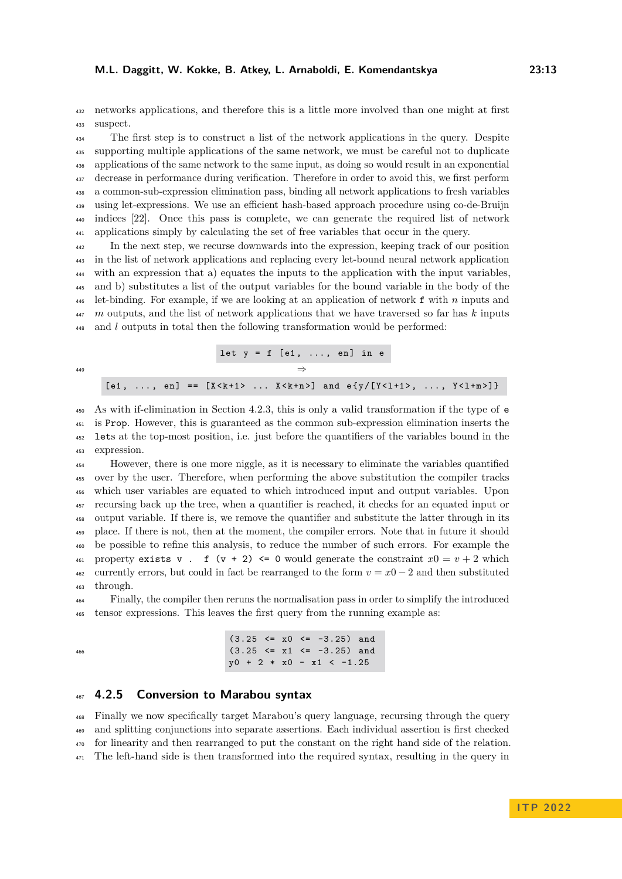networks applications, and therefore this is a little more involved than one might at first suspect.

The first step is to construct a list of the network applications in the query. Despite supporting multiple applications of the same network, we must be careful not to duplicate applications of the same network to the same input, as doing so would result in an exponential decrease in performance during verification. Therefore in order to avoid this, we first perform a common-sub-expression elimination pass, binding all network applications to fresh variables using let-expressions. We use an efficient hash-based approach procedure using co-de-Bruijn indices [22]. Once this pass is complete, we can generate the required list of network applications simply by calculating the set of free variables that occur in the query.

In the next step, we recurse downwards into the expression, keeping track of our position in the list of network applications and replacing every let-bound neural network application with an expression that a) equates the inputs to the application with the input variables, and b) substitutes a list of the output variables for the bound variable in the body of the let-binding. For example, if we are looking at an application of network `f` with $n$ inputs and $m$ outputs, and the list of network applications that we have traversed so far has $k$ inputs and $l$ outputs in total then the following transformation would be performed:

```
let y = f [e1, ..., en] in e
                ⇒
[e1, ..., en] == [X<k+1> ... X<k+n>] and e{y/[Y<l+1>, ..., Y<l+m>]}
```

As with if-elimination in Section 4.2.3, this is only a valid transformation if the type of `e` is `Prop`. However, this is guaranteed as the common sub-expression elimination inserts the `let`s at the top-most position, i.e. just before the quantifiers of the variables bound in the expression.

However, there is one more niggle, as it is necessary to eliminate the variables quantified over by the user. Therefore, when performing the above substitution the compiler tracks which user variables are equated to which introduced input and output variables. Upon recursing back up the tree, when a quantifier is reached, it checks for an equated input or output variable. If there is, we remove the quantifier and substitute the latter through in its place. If there is not, then at the moment, the compiler errors. Note that in future it should be possible to refine this analysis, to reduce the number of such errors. For example the property `exists v . f (v + 2) <= 0` would generate the constraint $x0 = v + 2$ which currently errors, but could in fact be rearranged to the form $v = x0 - 2$ and then substituted through.

Finally, the compiler then reruns the normalisation pass in order to simplify the introduced tensor expressions. This leaves the first query from the running example as:

```
(3.25 <= x0 <= -3.25) and
(3.25 <= x1 <= -3.25) and
y0 + 2 * x0 - x1 < -1.25
```

### 4.2.5 Conversion to Marabou syntax

Finally we now specifically target Marabou's query language, recursing through the query and splitting conjunctions into separate assertions. Each individual assertion is first checked for linearity and then rearranged to put the constant on the right hand side of the relation. The left-hand side is then transformed into the required syntax, resulting in the query in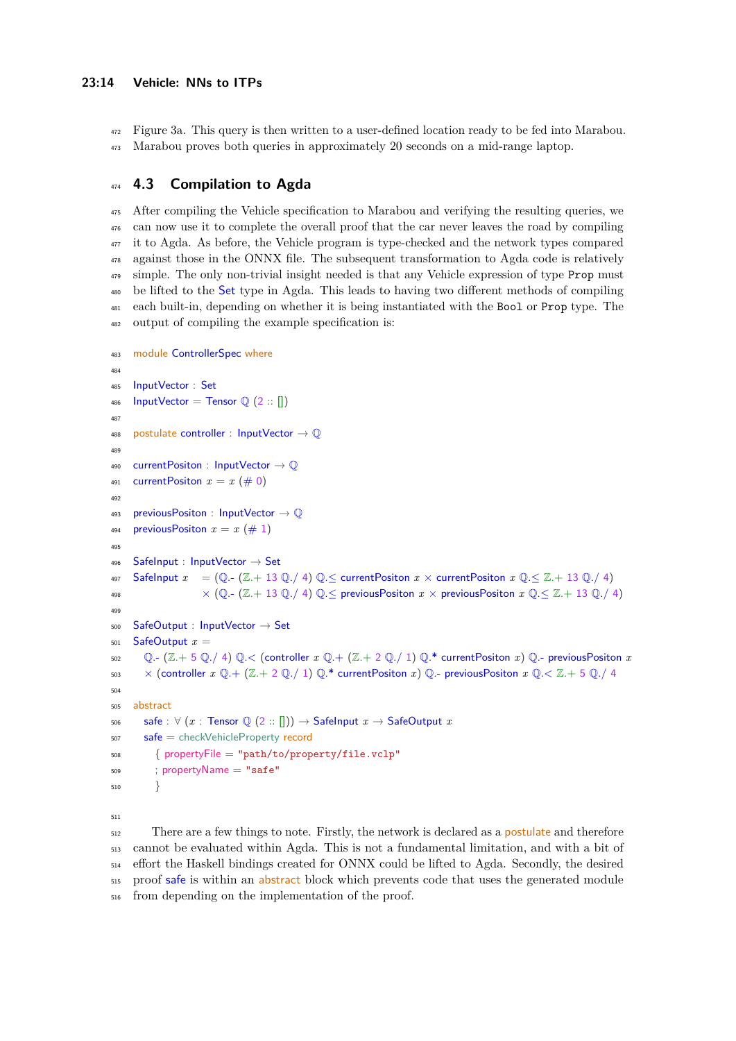Figure 3a. This query is then written to a user-defined location ready to be fed into Marabou. Marabou proves both queries in approximately 20 seconds on a mid-range laptop.

## 4.3 Compilation to Agda

After compiling the Vehicle specification to Marabou and verifying the resulting queries, we can now use it to complete the overall proof that the car never leaves the road by compiling it to Agda. As before, the Vehicle program is type-checked and the network types compared against those in the ONNX file. The subsequent transformation to Agda code is relatively simple. The only non-trivial insight needed is that any Vehicle expression of type `Prop` must be lifted to the Set type in Agda. This leads to having two different methods of compiling each built-in, depending on whether it is being instantiated with the `Bool` or `Prop` type. The output of compiling the example specification is:

```
module ControllerSpec where

InputVector : Set
InputVector = Tensor ℚ (2 :: [])

postulate controller : InputVector → ℚ

currentPositon : InputVector → ℚ
currentPositon x = x (# 0)

previousPositon : InputVector → ℚ
previousPositon x = x (# 1)

SafeInput : InputVector → Set
SafeInput x   = (ℚ.- (ℤ.+ 13 ℚ./ 4) ℚ.≤ currentPositon x × currentPositon x ℚ.≤ ℤ.+ 13 ℚ./ 4)
                × (ℚ.- (ℤ.+ 13 ℚ./ 4) ℚ.≤ previousPositon x × previousPositon x ℚ.≤ ℤ.+ 13 ℚ./ 4)

SafeOutput : InputVector → Set
SafeOutput x =
  ℚ.- (ℤ.+ 5 ℚ./ 4) ℚ.< (controller x ℚ.+ (ℤ.+ 2 ℚ./ 1) ℚ.* currentPositon x) ℚ.- previousPositon x
  × (controller x ℚ.+ (ℤ.+ 2 ℚ./ 1) ℚ.* currentPositon x) ℚ.- previousPositon x ℚ.< ℤ.+ 5 ℚ./ 4

abstract
  safe : ∀ (x : Tensor ℚ (2 :: [])) → SafeInput x → SafeOutput x
  safe = checkVehicleProperty record
    { propertyFile = "path/to/property/file.vclp"
    ; propertyName = "safe"
    }
```

There are a few things to note. Firstly, the network is declared as a postulate and therefore cannot be evaluated within Agda. This is not a fundamental limitation, and with a bit of effort the Haskell bindings created for ONNX could be lifted to Agda. Secondly, the desired proof safe is within an abstract block which prevents code that uses the generated module from depending on the implementation of the proof.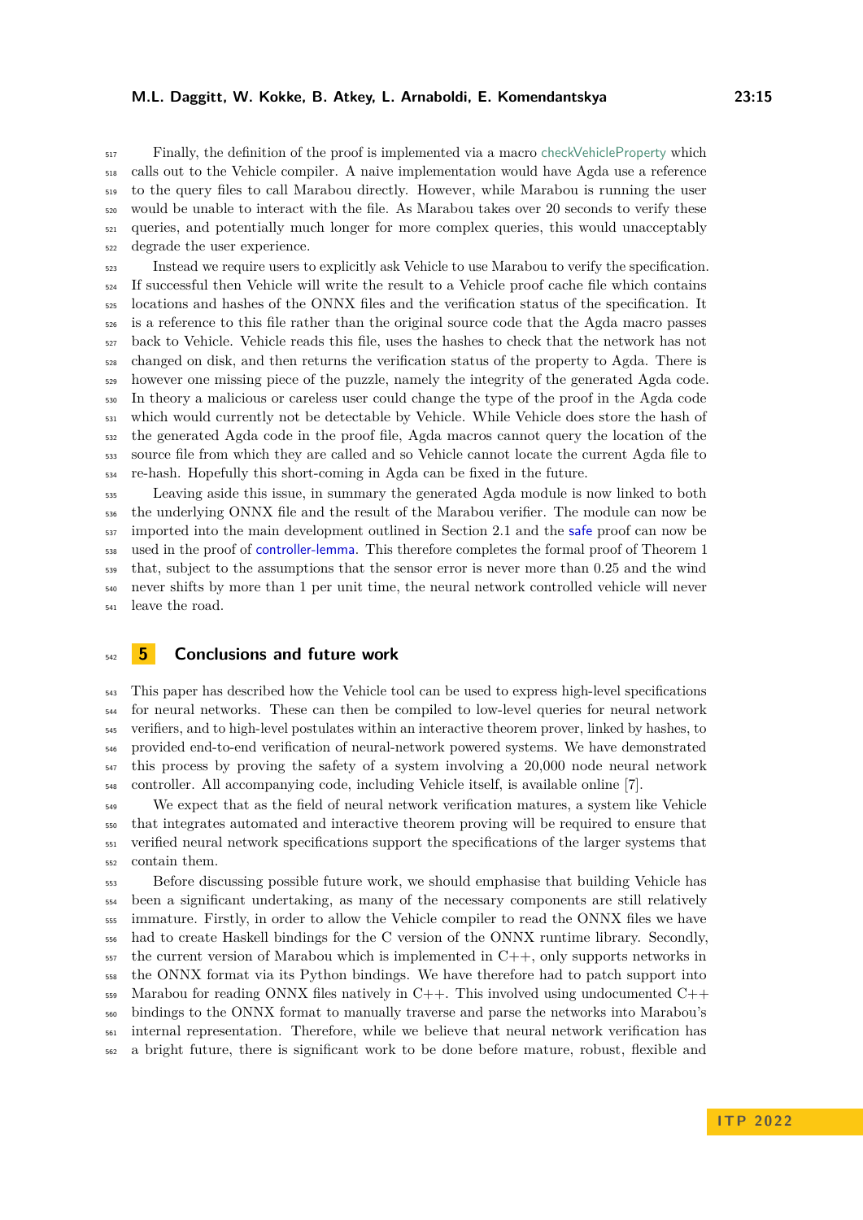Finally, the definition of the proof is implemented via a macro checkVehicleProperty which calls out to the Vehicle compiler. A naive implementation would have Agda use a reference to the query files to call Marabou directly. However, while Marabou is running the user would be unable to interact with the file. As Marabou takes over 20 seconds to verify these queries, and potentially much longer for more complex queries, this would unacceptably degrade the user experience.

Instead we require users to explicitly ask Vehicle to use Marabou to verify the specification. If successful then Vehicle will write the result to a Vehicle proof cache file which contains locations and hashes of the ONNX files and the verification status of the specification. It is a reference to this file rather than the original source code that the Agda macro passes back to Vehicle. Vehicle reads this file, uses the hashes to check that the network has not changed on disk, and then returns the verification status of the property to Agda. There is however one missing piece of the puzzle, namely the integrity of the generated Agda code. In theory a malicious or careless user could change the type of the proof in the Agda code which would currently not be detectable by Vehicle. While Vehicle does store the hash of the generated Agda code in the proof file, Agda macros cannot query the location of the source file from which they are called and so Vehicle cannot locate the current Agda file to re-hash. Hopefully this short-coming in Agda can be fixed in the future.

Leaving aside this issue, in summary the generated Agda module is now linked to both the underlying ONNX file and the result of the Marabou verifier. The module can now be imported into the main development outlined in Section 2.1 and the safe proof can now be used in the proof of controller-lemma. This therefore completes the formal proof of Theorem 1 that, subject to the assumptions that the sensor error is never more than 0.25 and the wind never shifts by more than 1 per unit time, the neural network controlled vehicle will never leave the road.

# 5 Conclusions and future work

This paper has described how the Vehicle tool can be used to express high-level specifications for neural networks. These can then be compiled to low-level queries for neural network verifiers, and to high-level postulates within an interactive theorem prover, linked by hashes, to provided end-to-end verification of neural-network powered systems. We have demonstrated this process by proving the safety of a system involving a 20,000 node neural network controller. All accompanying code, including Vehicle itself, is available online [7].

We expect that as the field of neural network verification matures, a system like Vehicle that integrates automated and interactive theorem proving will be required to ensure that verified neural network specifications support the specifications of the larger systems that contain them.

Before discussing possible future work, we should emphasise that building Vehicle has been a significant undertaking, as many of the necessary components are still relatively immature. Firstly, in order to allow the Vehicle compiler to read the ONNX files we have had to create Haskell bindings for the C version of the ONNX runtime library. Secondly, the current version of Marabou which is implemented in C++, only supports networks in the ONNX format via its Python bindings. We have therefore had to patch support into Marabou for reading ONNX files natively in C++. This involved using undocumented C++ bindings to the ONNX format to manually traverse and parse the networks into Marabou's internal representation. Therefore, while we believe that neural network verification has a bright future, there is significant work to be done before mature, robust, flexible and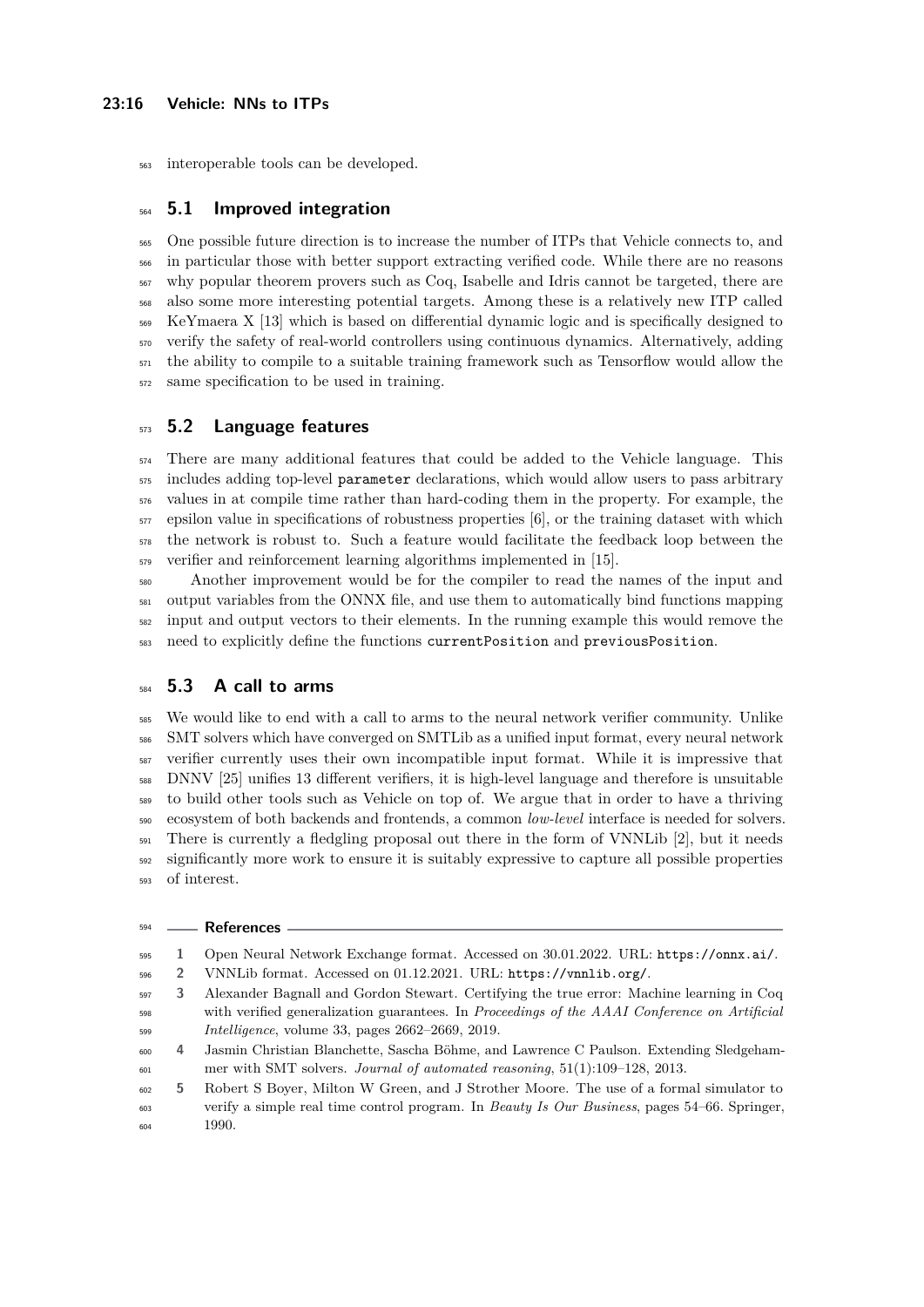interoperable tools can be developed.

## 5.1 Improved integration

One possible future direction is to increase the number of ITPs that Vehicle connects to, and in particular those with better support extracting verified code. While there are no reasons why popular theorem provers such as Coq, Isabelle and Idris cannot be targeted, there are also some more interesting potential targets. Among these is a relatively new ITP called KeYmaera X [13] which is based on differential dynamic logic and is specifically designed to verify the safety of real-world controllers using continuous dynamics. Alternatively, adding the ability to compile to a suitable training framework such as Tensorflow would allow the same specification to be used in training.

## 5.2 Language features

There are many additional features that could be added to the Vehicle language. This includes adding top-level `parameter` declarations, which would allow users to pass arbitrary values in at compile time rather than hard-coding them in the property. For example, the epsilon value in specifications of robustness properties [6], or the training dataset with which the network is robust to. Such a feature would facilitate the feedback loop between the verifier and reinforcement learning algorithms implemented in [15].

Another improvement would be for the compiler to read the names of the input and output variables from the ONNX file, and use them to automatically bind functions mapping input and output vectors to their elements. In the running example this would remove the need to explicitly define the functions `currentPosition` and `previousPosition`.

## 5.3 A call to arms

We would like to end with a call to arms to the neural network verifier community. Unlike SMT solvers which have converged on SMTLib as a unified input format, every neural network verifier currently uses their own incompatible input format. While it is impressive that DNNV [25] unifies 13 different verifiers, it is high-level language and therefore is unsuitable to build other tools such as Vehicle on top of. We argue that in order to have a thriving ecosystem of both backends and frontends, a common *low-level* interface is needed for solvers. There is currently a fledgling proposal out there in the form of VNNLib [2], but it needs significantly more work to ensure it is suitably expressive to capture all possible properties of interest.

## References

1. Open Neural Network Exchange format. Accessed on 30.01.2022. URL: https://onnx.ai/.
2. VNNLib format. Accessed on 01.12.2021. URL: https://vnnlib.org/.
3. Alexander Bagnall and Gordon Stewart. Certifying the true error: Machine learning in Coq with verified generalization guarantees. In *Proceedings of the AAAI Conference on Artificial Intelligence*, volume 33, pages 2662–2669, 2019.
4. Jasmin Christian Blanchette, Sascha Böhme, and Lawrence C Paulson. Extending Sledgehammer with SMT solvers. *Journal of automated reasoning*, 51(1):109–128, 2013.
5. Robert S Boyer, Milton W Green, and J Strother Moore. The use of a formal simulator to verify a simple real time control program. In *Beauty Is Our Business*, pages 54–66. Springer, 1990.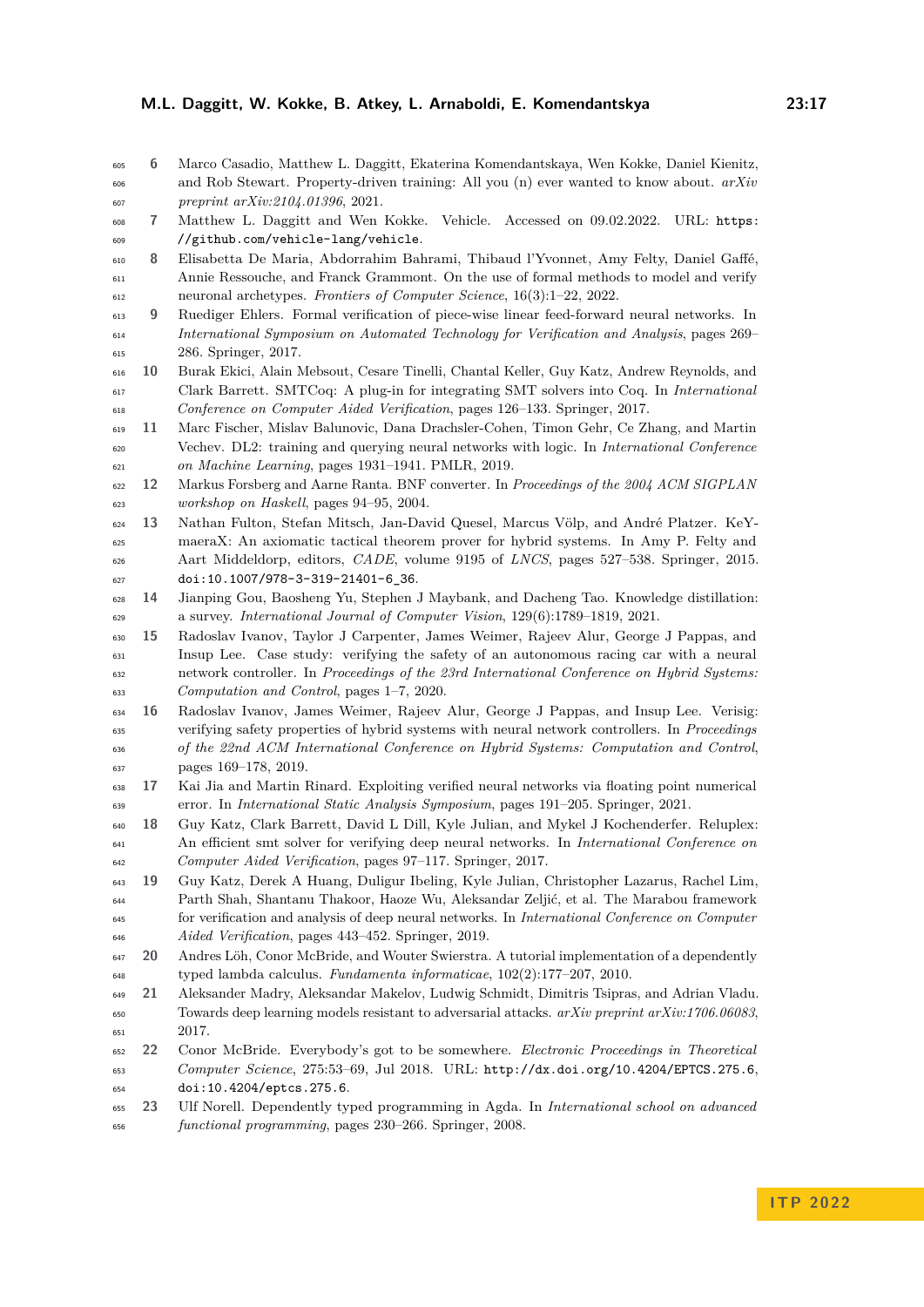6. Marco Casadio, Matthew L. Daggitt, Ekaterina Komendantskaya, Wen Kokke, Daniel Kienitz, and Rob Stewart. Property-driven training: All you (n) ever wanted to know about. *arXiv preprint arXiv:2104.01396*, 2021.
7. Matthew L. Daggitt and Wen Kokke. Vehicle. Accessed on 09.02.2022. URL: `https://github.com/vehicle-lang/vehicle`.
8. Elisabetta De Maria, Abdorrahim Bahrami, Thibaud l'Yvonnet, Amy Felty, Daniel Gaffé, Annie Ressouche, and Franck Grammont. On the use of formal methods to model and verify neuronal archetypes. *Frontiers of Computer Science*, 16(3):1–22, 2022.
9. Ruediger Ehlers. Formal verification of piece-wise linear feed-forward neural networks. In *International Symposium on Automated Technology for Verification and Analysis*, pages 269–286. Springer, 2017.
10. Burak Ekici, Alain Mebsout, Cesare Tinelli, Chantal Keller, Guy Katz, Andrew Reynolds, and Clark Barrett. SMTCoq: A plug-in for integrating SMT solvers into Coq. In *International Conference on Computer Aided Verification*, pages 126–133. Springer, 2017.
11. Marc Fischer, Mislav Balunovic, Dana Drachsler-Cohen, Timon Gehr, Ce Zhang, and Martin Vechev. DL2: training and querying neural networks with logic. In *International Conference on Machine Learning*, pages 1931–1941. PMLR, 2019.
12. Markus Forsberg and Aarne Ranta. BNF converter. In *Proceedings of the 2004 ACM SIGPLAN workshop on Haskell*, pages 94–95, 2004.
13. Nathan Fulton, Stefan Mitsch, Jan-David Quesel, Marcus Völp, and André Platzer. KeYmaeraX: An axiomatic tactical theorem prover for hybrid systems. In Amy P. Felty and Aart Middeldorp, editors, *CADE*, volume 9195 of *LNCS*, pages 527–538. Springer, 2015. `doi:10.1007/978-3-319-21401-6_36`.
14. Jianping Gou, Baosheng Yu, Stephen J Maybank, and Dacheng Tao. Knowledge distillation: a survey. *International Journal of Computer Vision*, 129(6):1789–1819, 2021.
15. Radoslav Ivanov, Taylor J Carpenter, James Weimer, Rajeev Alur, George J Pappas, and Insup Lee. Case study: verifying the safety of an autonomous racing car with a neural network controller. In *Proceedings of the 23rd International Conference on Hybrid Systems: Computation and Control*, pages 1–7, 2020.
16. Radoslav Ivanov, James Weimer, Rajeev Alur, George J Pappas, and Insup Lee. Verisig: verifying safety properties of hybrid systems with neural network controllers. In *Proceedings of the 22nd ACM International Conference on Hybrid Systems: Computation and Control*, pages 169–178, 2019.
17. Kai Jia and Martin Rinard. Exploiting verified neural networks via floating point numerical error. In *International Static Analysis Symposium*, pages 191–205. Springer, 2021.
18. Guy Katz, Clark Barrett, David L Dill, Kyle Julian, and Mykel J Kochenderfer. Reluplex: An efficient smt solver for verifying deep neural networks. In *International Conference on Computer Aided Verification*, pages 97–117. Springer, 2017.
19. Guy Katz, Derek A Huang, Duligur Ibeling, Kyle Julian, Christopher Lazarus, Rachel Lim, Parth Shah, Shantanu Thakoor, Haoze Wu, Aleksandar Zeljić, et al. The Marabou framework for verification and analysis of deep neural networks. In *International Conference on Computer Aided Verification*, pages 443–452. Springer, 2019.
20. Andres Löh, Conor McBride, and Wouter Swierstra. A tutorial implementation of a dependently typed lambda calculus. *Fundamenta informaticae*, 102(2):177–207, 2010.
21. Aleksander Madry, Aleksandar Makelov, Ludwig Schmidt, Dimitris Tsipras, and Adrian Vladu. Towards deep learning models resistant to adversarial attacks. *arXiv preprint arXiv:1706.06083*, 2017.
22. Conor McBride. Everybody's got to be somewhere. *Electronic Proceedings in Theoretical Computer Science*, 275:53–69, Jul 2018. URL: `http://dx.doi.org/10.4204/EPTCS.275.6`, `doi:10.4204/eptcs.275.6`.
23. Ulf Norell. Dependently typed programming in Agda. In *International school on advanced functional programming*, pages 230–266. Springer, 2008.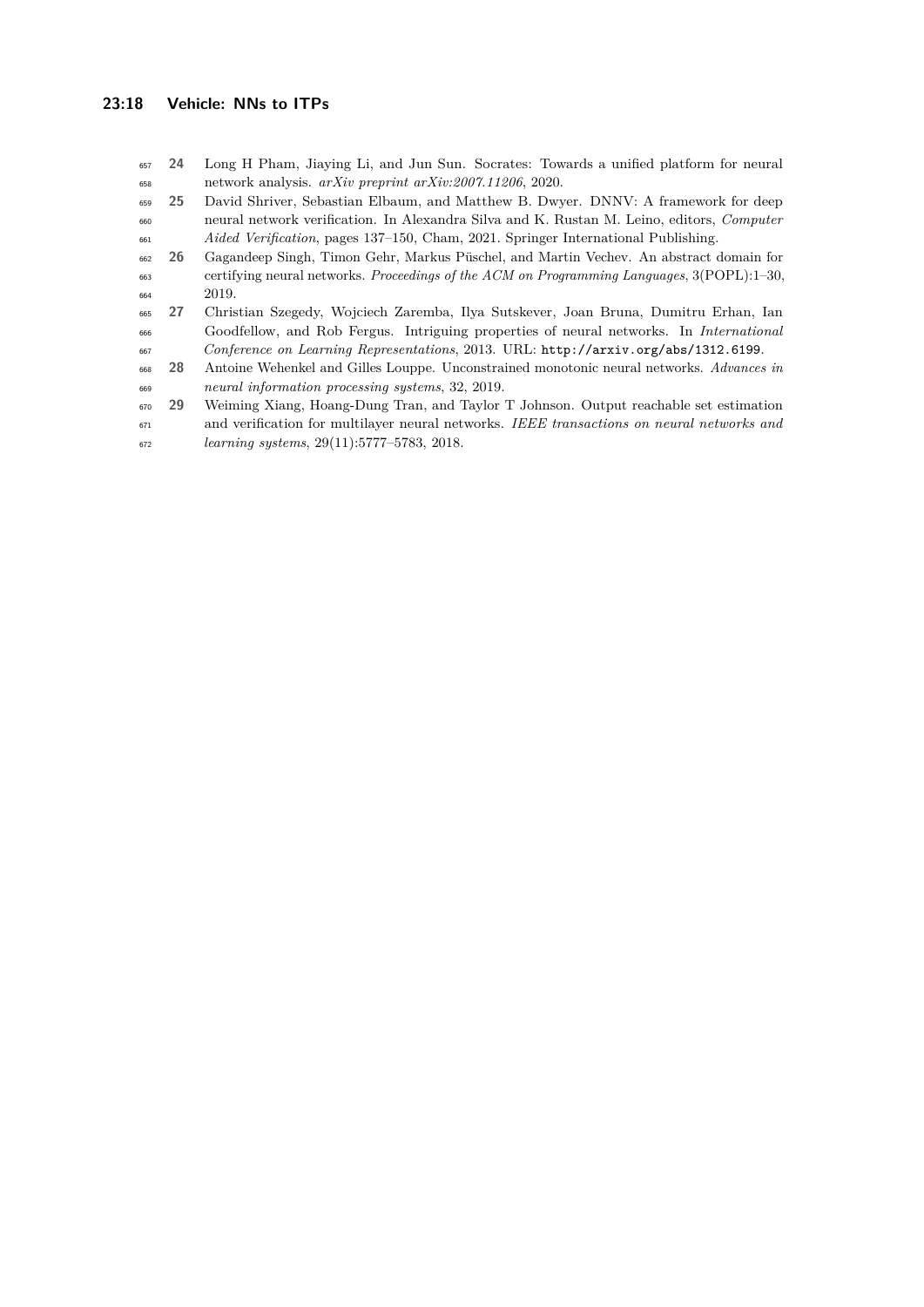24 Long H Pham, Jiaying Li, and Jun Sun. Socrates: Towards a unified platform for neural network analysis. *arXiv preprint arXiv:2007.11206*, 2020.

25 David Shriver, Sebastian Elbaum, and Matthew B. Dwyer. DNNV: A framework for deep neural network verification. In Alexandra Silva and K. Rustan M. Leino, editors, *Computer Aided Verification*, pages 137–150, Cham, 2021. Springer International Publishing.

26 Gagandeep Singh, Timon Gehr, Markus Püschel, and Martin Vechev. An abstract domain for certifying neural networks. *Proceedings of the ACM on Programming Languages*, 3(POPL):1–30, 2019.

27 Christian Szegedy, Wojciech Zaremba, Ilya Sutskever, Joan Bruna, Dumitru Erhan, Ian Goodfellow, and Rob Fergus. Intriguing properties of neural networks. In *International Conference on Learning Representations*, 2013. URL: `http://arxiv.org/abs/1312.6199`.

28 Antoine Wehenkel and Gilles Louppe. Unconstrained monotonic neural networks. *Advances in neural information processing systems*, 32, 2019.

29 Weiming Xiang, Hoang-Dung Tran, and Taylor T Johnson. Output reachable set estimation and verification for multilayer neural networks. *IEEE transactions on neural networks and learning systems*, 29(11):5777–5783, 2018.